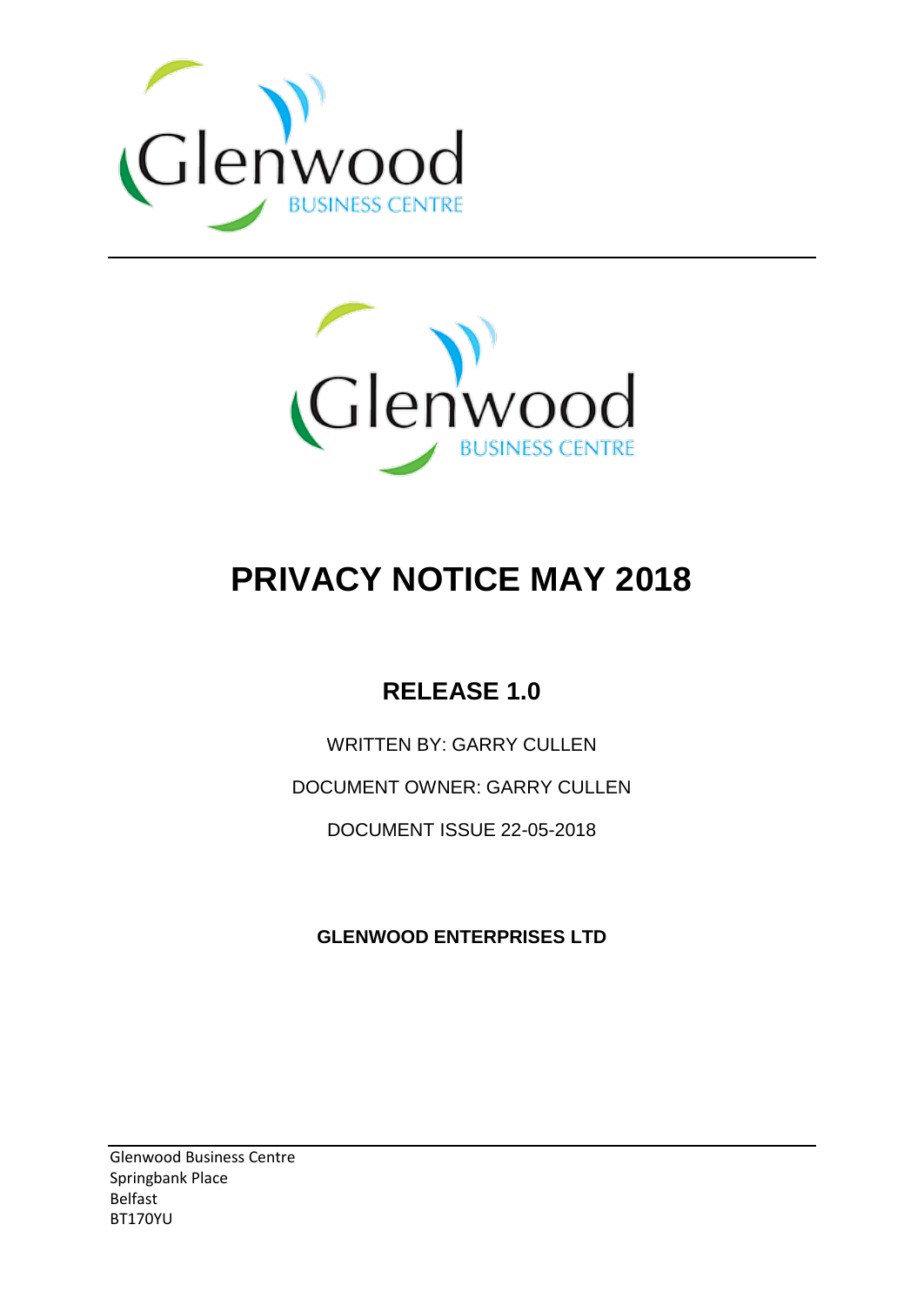# PRIVACY NOTICE MAY 2018

## RELEASE 1.0

WRITTEN BY: GARRY CULLEN

DOCUMENT OWNER: GARRY CULLEN

DOCUMENT ISSUE 22-05-2018

**GLENWOOD ENTERPRISES LTD**

Glenwood Business Centre
Springbank Place
Belfast
BT170YU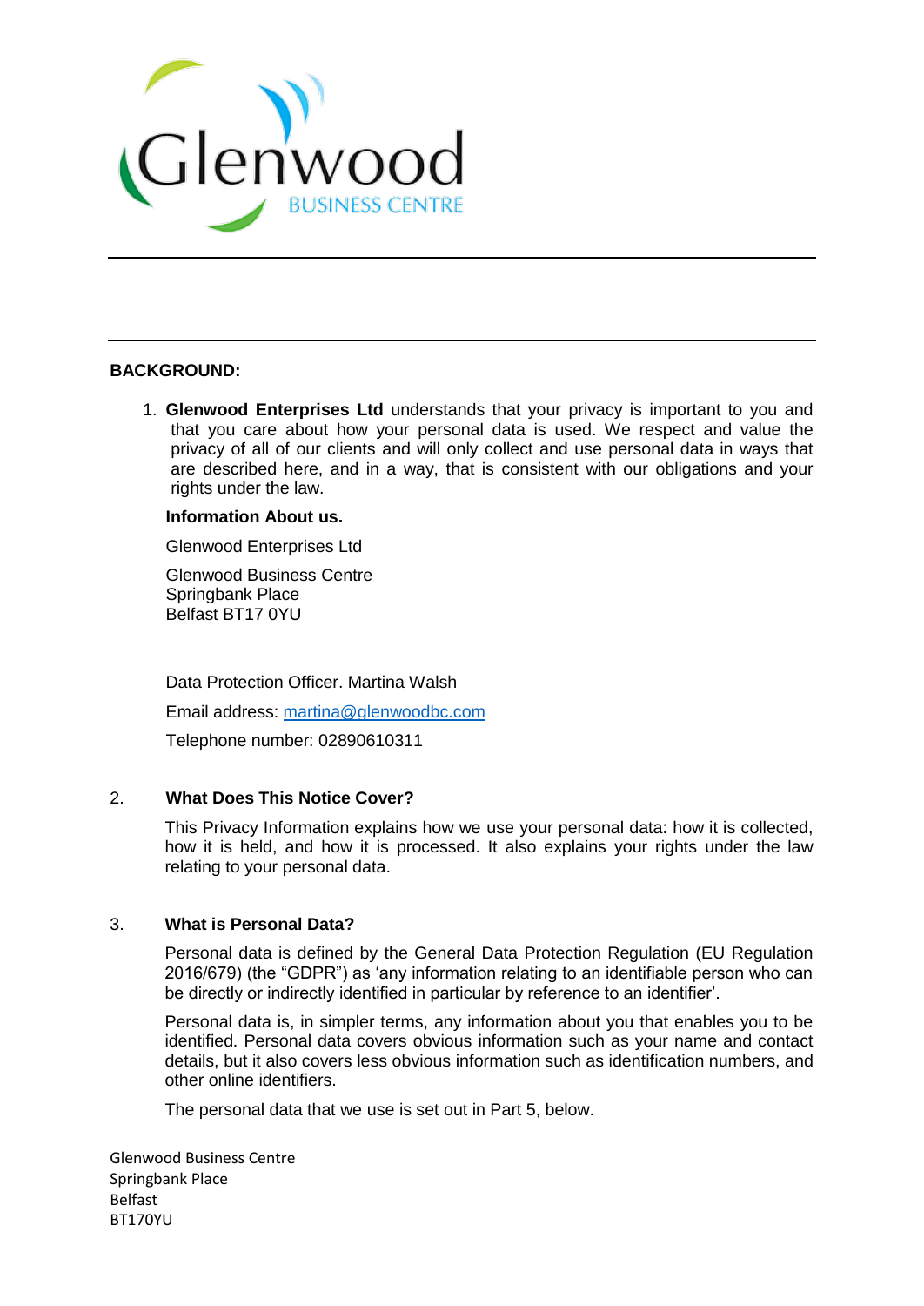**BACKGROUND:**

1. **Glenwood Enterprises Ltd** understands that your privacy is important to you and that you care about how your personal data is used. We respect and value the privacy of all of our clients and will only collect and use personal data in ways that are described here, and in a way, that is consistent with our obligations and your rights under the law.

   **Information About us.**

   Glenwood Enterprises Ltd

   Glenwood Business Centre
   Springbank Place
   Belfast BT17 0YU

   Data Protection Officer. Martina Walsh

   Email address: martina@glenwoodbc.com

   Telephone number: 02890610311

2. **What Does This Notice Cover?**

   This Privacy Information explains how we use your personal data: how it is collected, how it is held, and how it is processed. It also explains your rights under the law relating to your personal data.

3. **What is Personal Data?**

   Personal data is defined by the General Data Protection Regulation (EU Regulation 2016/679) (the "GDPR") as 'any information relating to an identifiable person who can be directly or indirectly identified in particular by reference to an identifier'.

   Personal data is, in simpler terms, any information about you that enables you to be identified. Personal data covers obvious information such as your name and contact details, but it also covers less obvious information such as identification numbers, and other online identifiers.

   The personal data that we use is set out in Part 5, below.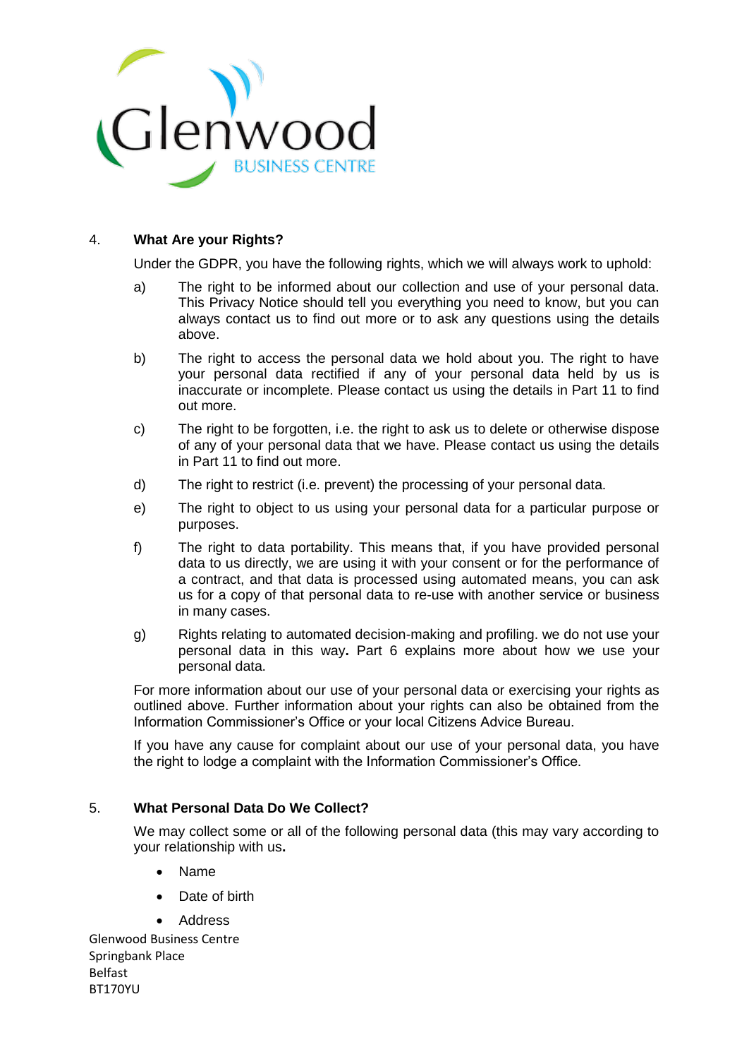## 4. What Are your Rights?

Under the GDPR, you have the following rights, which we will always work to uphold:

a) The right to be informed about our collection and use of your personal data. This Privacy Notice should tell you everything you need to know, but you can always contact us to find out more or to ask any questions using the details above.

b) The right to access the personal data we hold about you. The right to have your personal data rectified if any of your personal data held by us is inaccurate or incomplete. Please contact us using the details in Part 11 to find out more.

c) The right to be forgotten, i.e. the right to ask us to delete or otherwise dispose of any of your personal data that we have. Please contact us using the details in Part 11 to find out more.

d) The right to restrict (i.e. prevent) the processing of your personal data.

e) The right to object to us using your personal data for a particular purpose or purposes.

f) The right to data portability. This means that, if you have provided personal data to us directly, we are using it with your consent or for the performance of a contract, and that data is processed using automated means, you can ask us for a copy of that personal data to re-use with another service or business in many cases.

g) Rights relating to automated decision-making and profiling. we do not use your personal data in this way**.** Part 6 explains more about how we use your personal data.

For more information about our use of your personal data or exercising your rights as outlined above. Further information about your rights can also be obtained from the Information Commissioner's Office or your local Citizens Advice Bureau.

If you have any cause for complaint about our use of your personal data, you have the right to lodge a complaint with the Information Commissioner's Office.

## 5. What Personal Data Do We Collect?

We may collect some or all of the following personal data (this may vary according to your relationship with us**.**

- Name
- Date of birth
- Address

Glenwood Business Centre
Springbank Place
Belfast
BT170YU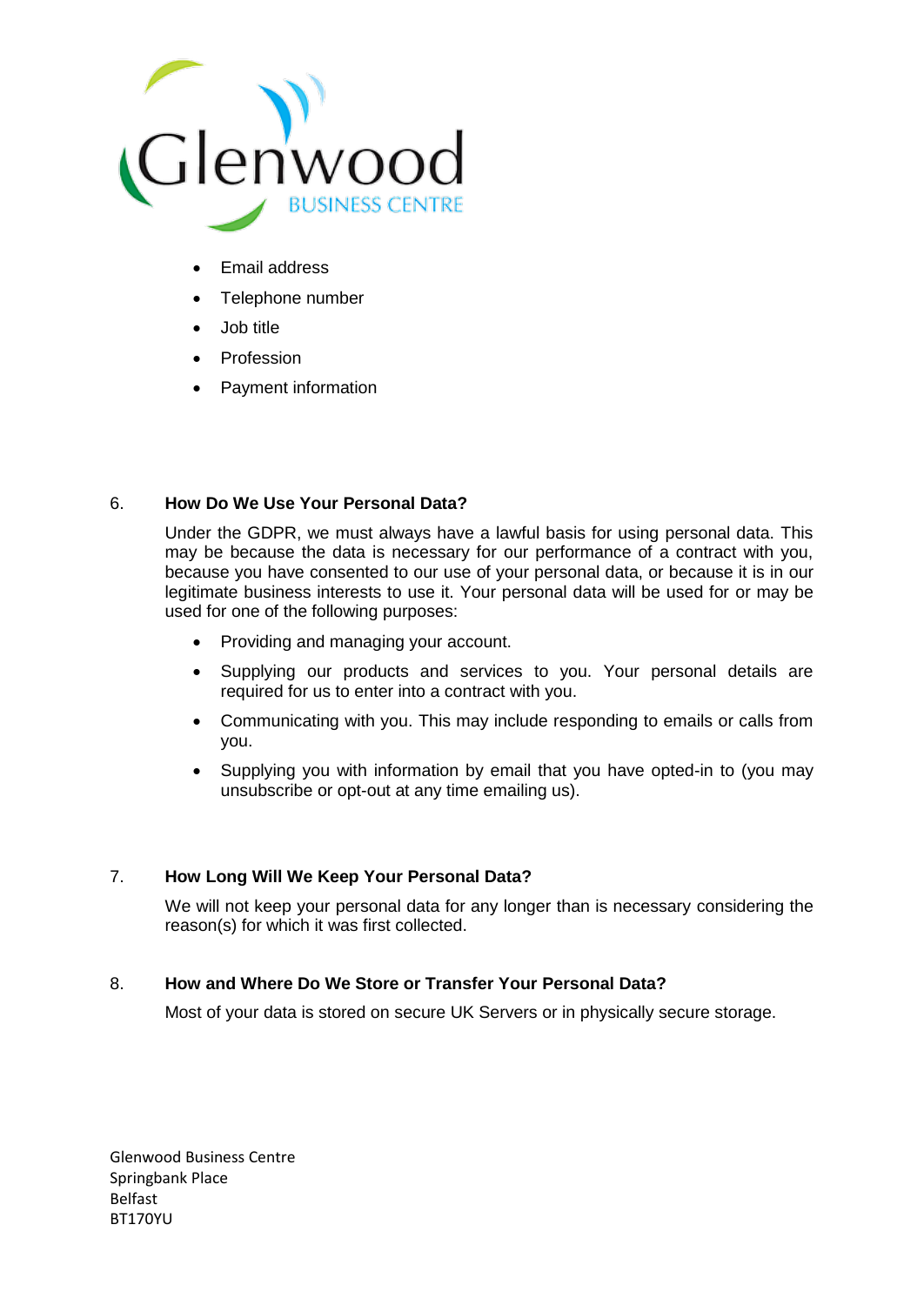- Email address
- Telephone number
- Job title
- Profession
- Payment information

## 6. How Do We Use Your Personal Data?

Under the GDPR, we must always have a lawful basis for using personal data. This may be because the data is necessary for our performance of a contract with you, because you have consented to our use of your personal data, or because it is in our legitimate business interests to use it. Your personal data will be used for or may be used for one of the following purposes:

- Providing and managing your account.
- Supplying our products and services to you. Your personal details are required for us to enter into a contract with you.
- Communicating with you. This may include responding to emails or calls from you.
- Supplying you with information by email that you have opted-in to (you may unsubscribe or opt-out at any time emailing us).

## 7. How Long Will We Keep Your Personal Data?

We will not keep your personal data for any longer than is necessary considering the reason(s) for which it was first collected.

## 8. How and Where Do We Store or Transfer Your Personal Data?

Most of your data is stored on secure UK Servers or in physically secure storage.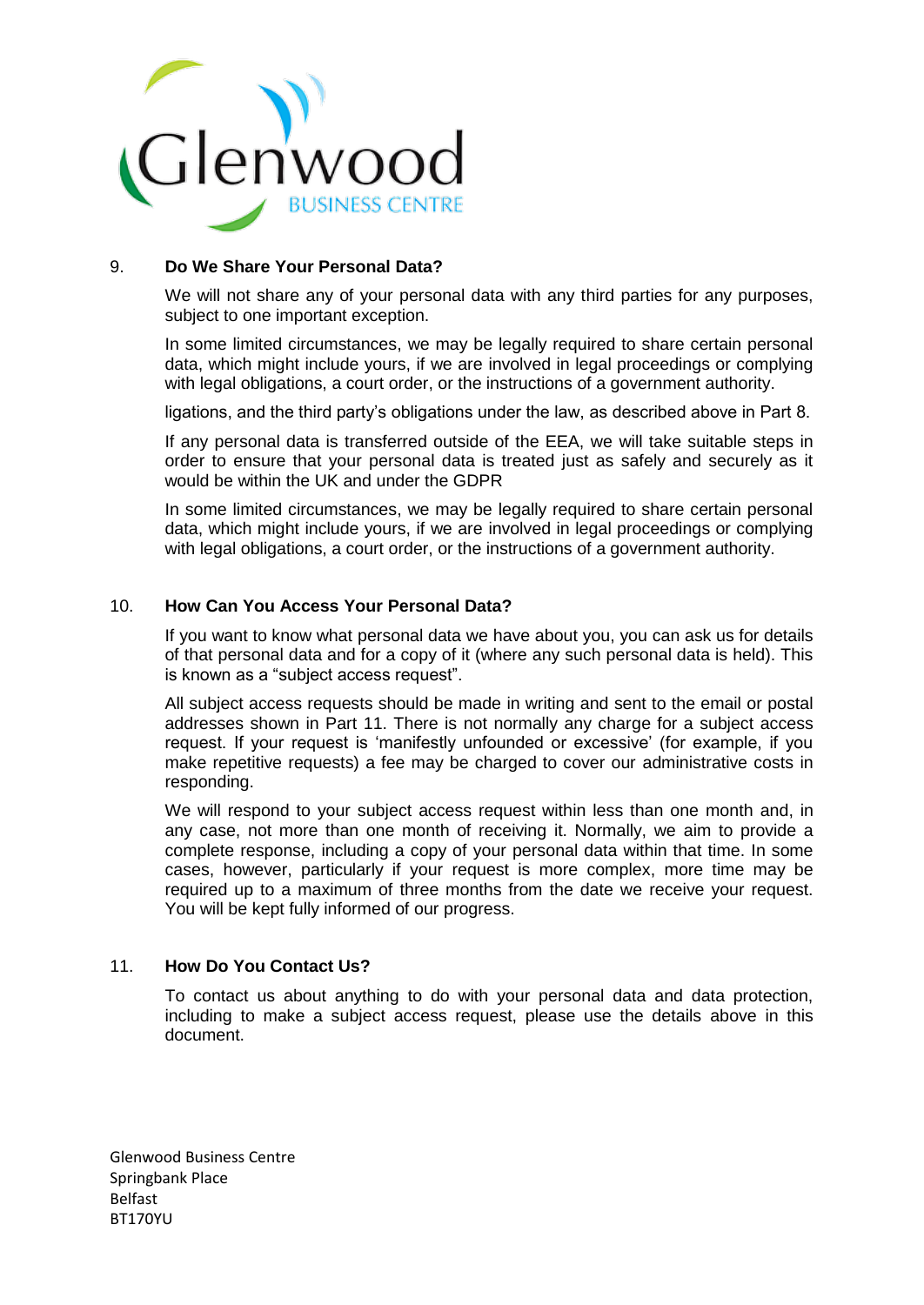## 9. Do We Share Your Personal Data?

We will not share any of your personal data with any third parties for any purposes, subject to one important exception.

In some limited circumstances, we may be legally required to share certain personal data, which might include yours, if we are involved in legal proceedings or complying with legal obligations, a court order, or the instructions of a government authority.

ligations, and the third party's obligations under the law, as described above in Part 8.

If any personal data is transferred outside of the EEA, we will take suitable steps in order to ensure that your personal data is treated just as safely and securely as it would be within the UK and under the GDPR

In some limited circumstances, we may be legally required to share certain personal data, which might include yours, if we are involved in legal proceedings or complying with legal obligations, a court order, or the instructions of a government authority.

## 10. How Can You Access Your Personal Data?

If you want to know what personal data we have about you, you can ask us for details of that personal data and for a copy of it (where any such personal data is held). This is known as a "subject access request".

All subject access requests should be made in writing and sent to the email or postal addresses shown in Part 11. There is not normally any charge for a subject access request. If your request is 'manifestly unfounded or excessive' (for example, if you make repetitive requests) a fee may be charged to cover our administrative costs in responding.

We will respond to your subject access request within less than one month and, in any case, not more than one month of receiving it. Normally, we aim to provide a complete response, including a copy of your personal data within that time. In some cases, however, particularly if your request is more complex, more time may be required up to a maximum of three months from the date we receive your request. You will be kept fully informed of our progress.

## 11. How Do You Contact Us?

To contact us about anything to do with your personal data and data protection, including to make a subject access request, please use the details above in this document.

Glenwood Business Centre
Springbank Place
Belfast
BT170YU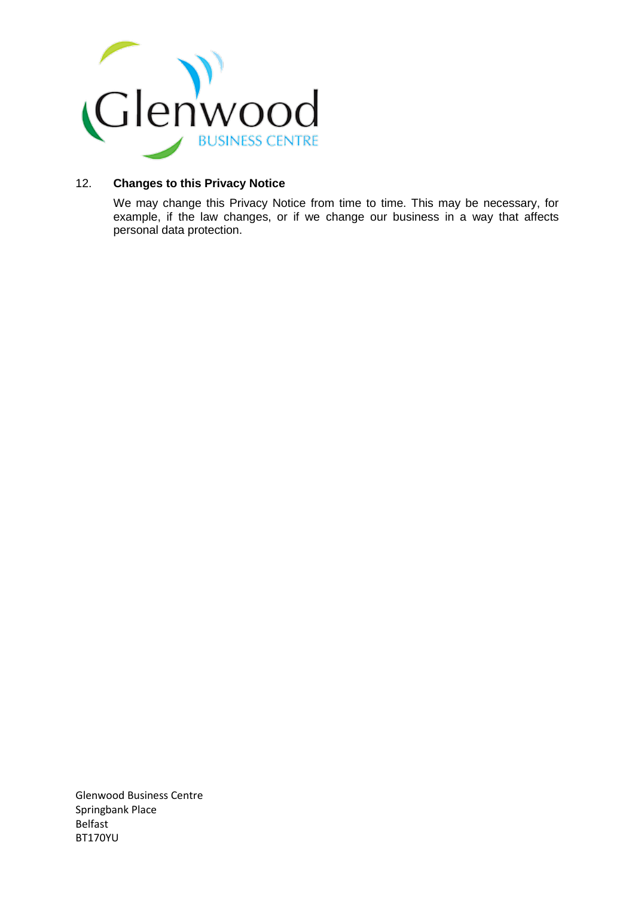## 12. Changes to this Privacy Notice

We may change this Privacy Notice from time to time. This may be necessary, for example, if the law changes, or if we change our business in a way that affects personal data protection.

Glenwood Business Centre
Springbank Place
Belfast
BT170YU